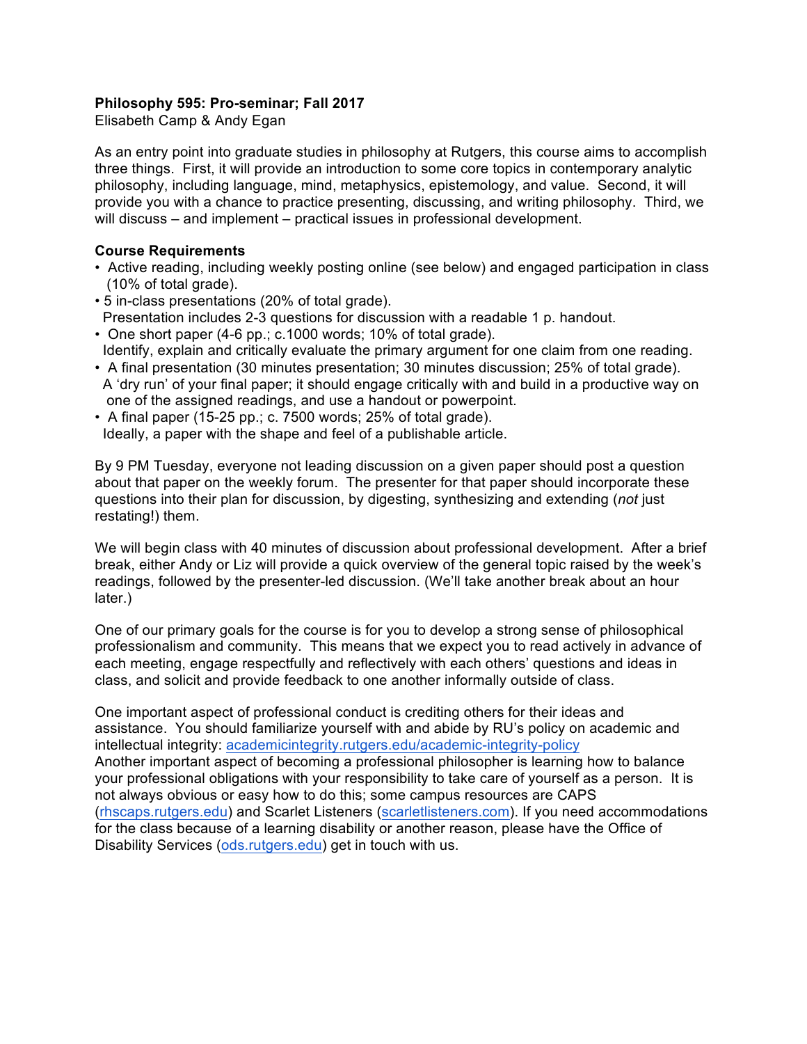**Philosophy 595: Pro-seminar; Fall 2017**
Elisabeth Camp & Andy Egan

As an entry point into graduate studies in philosophy at Rutgers, this course aims to accomplish three things. First, it will provide an introduction to some core topics in contemporary analytic philosophy, including language, mind, metaphysics, epistemology, and value. Second, it will provide you with a chance to practice presenting, discussing, and writing philosophy. Third, we will discuss – and implement – practical issues in professional development.

**Course Requirements**

- Active reading, including weekly posting online (see below) and engaged participation in class (10% of total grade).
- 5 in-class presentations (20% of total grade).
  Presentation includes 2-3 questions for discussion with a readable 1 p. handout.
- One short paper (4-6 pp.; c.1000 words; 10% of total grade).
  Identify, explain and critically evaluate the primary argument for one claim from one reading.
- A final presentation (30 minutes presentation; 30 minutes discussion; 25% of total grade).
  A 'dry run' of your final paper; it should engage critically with and build in a productive way on one of the assigned readings, and use a handout or powerpoint.
- A final paper (15-25 pp.; c. 7500 words; 25% of total grade).
  Ideally, a paper with the shape and feel of a publishable article.

By 9 PM Tuesday, everyone not leading discussion on a given paper should post a question about that paper on the weekly forum. The presenter for that paper should incorporate these questions into their plan for discussion, by digesting, synthesizing and extending (*not* just restating!) them.

We will begin class with 40 minutes of discussion about professional development. After a brief break, either Andy or Liz will provide a quick overview of the general topic raised by the week's readings, followed by the presenter-led discussion. (We'll take another break about an hour later.)

One of our primary goals for the course is for you to develop a strong sense of philosophical professionalism and community. This means that we expect you to read actively in advance of each meeting, engage respectfully and reflectively with each others' questions and ideas in class, and solicit and provide feedback to one another informally outside of class.

One important aspect of professional conduct is crediting others for their ideas and assistance. You should familiarize yourself with and abide by RU's policy on academic and intellectual integrity: academicintegrity.rutgers.edu/academic-integrity-policy
Another important aspect of becoming a professional philosopher is learning how to balance your professional obligations with your responsibility to take care of yourself as a person. It is not always obvious or easy how to do this; some campus resources are CAPS (rhscaps.rutgers.edu) and Scarlet Listeners (scarletlisteners.com). If you need accommodations for the class because of a learning disability or another reason, please have the Office of Disability Services (ods.rutgers.edu) get in touch with us.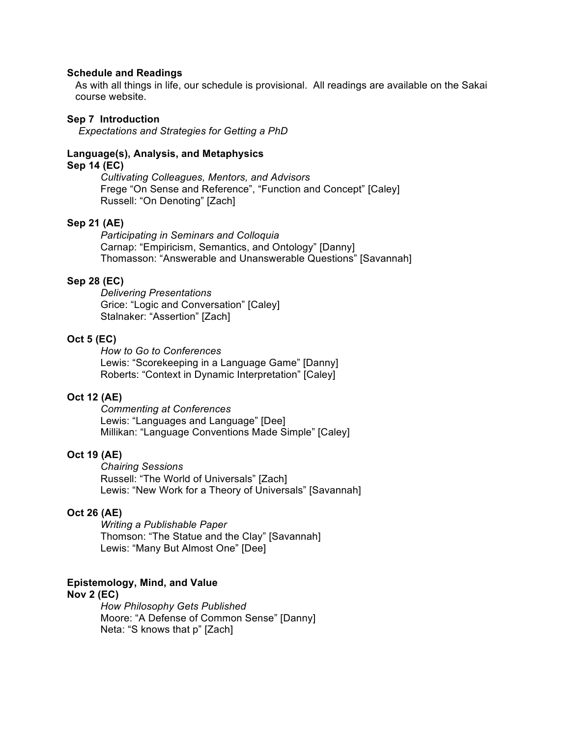**Schedule and Readings**

As with all things in life, our schedule is provisional. All readings are available on the Sakai course website.

**Sep 7 Introduction**

*Expectations and Strategies for Getting a PhD*

**Language(s), Analysis, and Metaphysics**

**Sep 14 (EC)**

*Cultivating Colleagues, Mentors, and Advisors*
Frege "On Sense and Reference", "Function and Concept" [Caley]
Russell: "On Denoting" [Zach]

**Sep 21 (AE)**

*Participating in Seminars and Colloquia*
Carnap: "Empiricism, Semantics, and Ontology" [Danny]
Thomasson: "Answerable and Unanswerable Questions" [Savannah]

**Sep 28 (EC)**

*Delivering Presentations*
Grice: "Logic and Conversation" [Caley]
Stalnaker: "Assertion" [Zach]

**Oct 5 (EC)**

*How to Go to Conferences*
Lewis: "Scorekeeping in a Language Game" [Danny]
Roberts: "Context in Dynamic Interpretation" [Caley]

**Oct 12 (AE)**

*Commenting at Conferences*
Lewis: "Languages and Language" [Dee]
Millikan: "Language Conventions Made Simple" [Caley]

**Oct 19 (AE)**

*Chairing Sessions*
Russell: "The World of Universals" [Zach]
Lewis: "New Work for a Theory of Universals" [Savannah]

**Oct 26 (AE)**

*Writing a Publishable Paper*
Thomson: "The Statue and the Clay" [Savannah]
Lewis: "Many But Almost One" [Dee]

**Epistemology, Mind, and Value**

**Nov 2 (EC)**

*How Philosophy Gets Published*
Moore: "A Defense of Common Sense" [Danny]
Neta: "S knows that p" [Zach]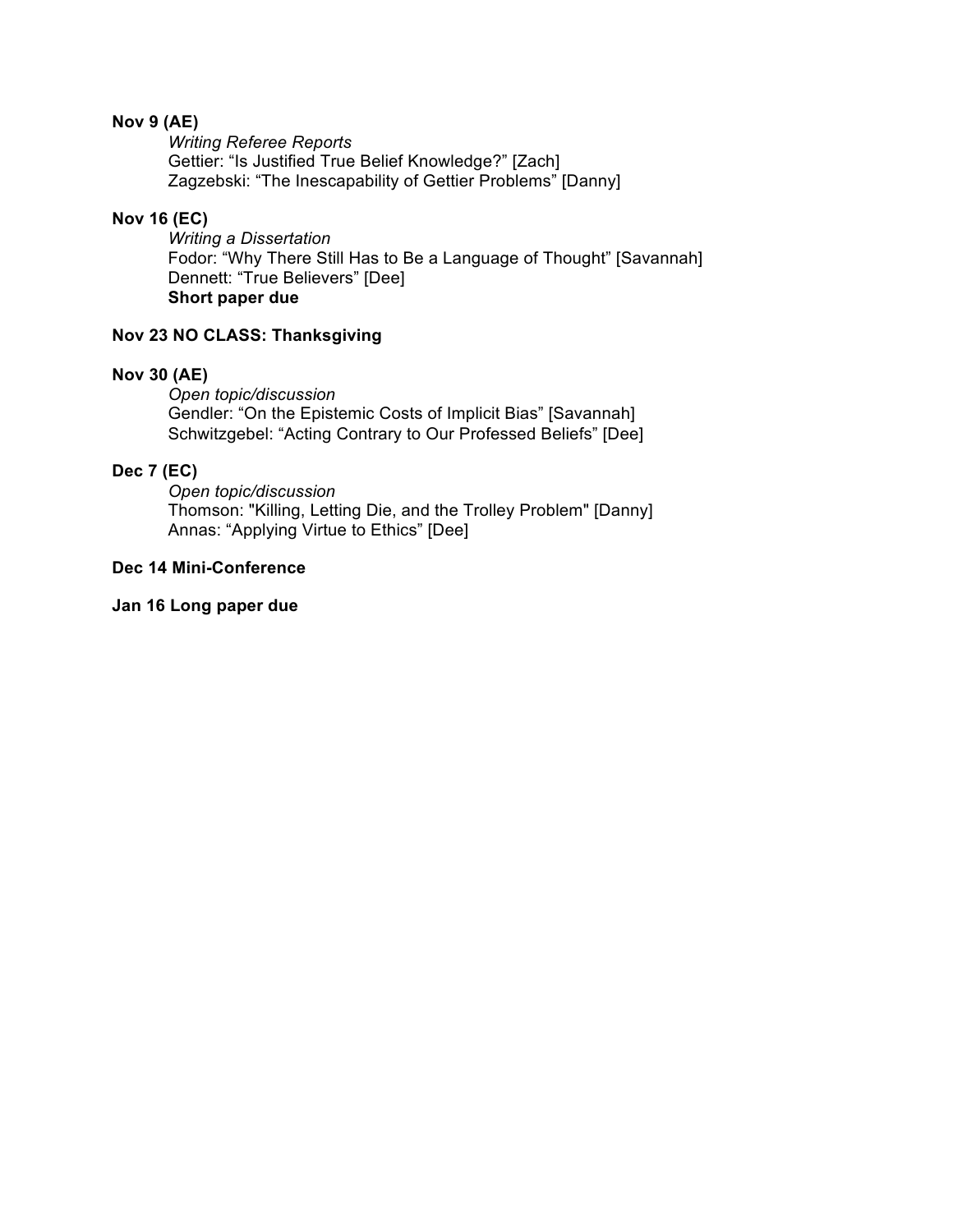**Nov 9 (AE)**

*Writing Referee Reports*
Gettier: “Is Justified True Belief Knowledge?” [Zach]
Zagzebski: “The Inescapability of Gettier Problems” [Danny]

**Nov 16 (EC)**

*Writing a Dissertation*
Fodor: “Why There Still Has to Be a Language of Thought” [Savannah]
Dennett: “True Believers” [Dee]
**Short paper due**

**Nov 23 NO CLASS: Thanksgiving**

**Nov 30 (AE)**

*Open topic/discussion*
Gendler: “On the Epistemic Costs of Implicit Bias” [Savannah]
Schwitzgebel: “Acting Contrary to Our Professed Beliefs” [Dee]

**Dec 7 (EC)**

*Open topic/discussion*
Thomson: "Killing, Letting Die, and the Trolley Problem" [Danny]
Annas: “Applying Virtue to Ethics” [Dee]

**Dec 14 Mini-Conference**

**Jan 16 Long paper due**